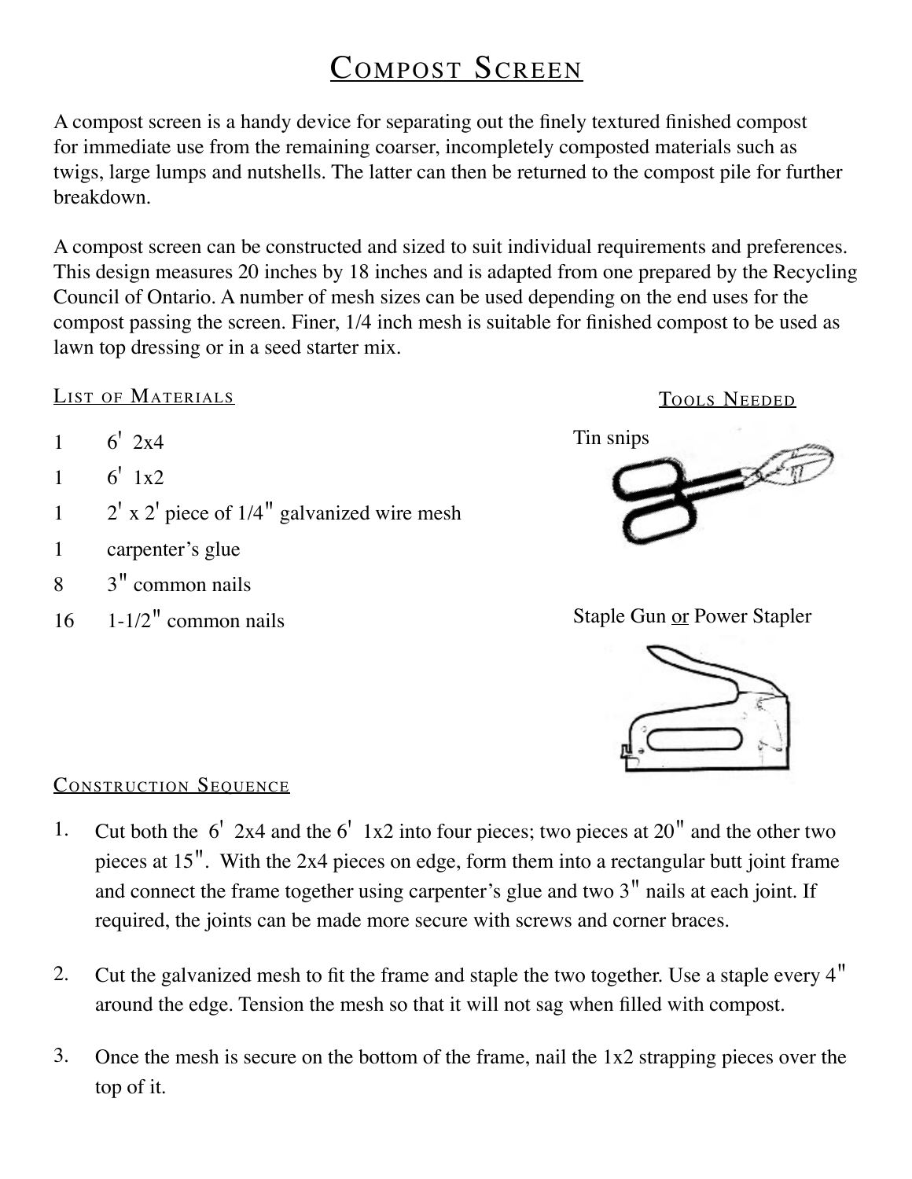# Compost Screen

A compost screen is a handy device for separating out the finely textured finished compost for immediate use from the remaining coarser, incompletely composted materials such as twigs, large lumps and nutshells. The latter can then be returned to the compost pile for further breakdown.

A compost screen can be constructed and sized to suit individual requirements and preferences. This design measures 20 inches by 18 inches and is adapted from one prepared by the Recycling Council of Ontario. A number of mesh sizes can be used depending on the end uses for the compost passing the screen. Finer, 1/4 inch mesh is suitable for finished compost to be used as lawn top dressing or in a seed starter mix.

## List of Materials

| | |
|---|---|
| 1 | 6' 2x4 |
| 1 | 6' 1x2 |
| 1 | 2' x 2' piece of 1/4" galvanized wire mesh |
| 1 | carpenter's glue |
| 8 | 3" common nails |
| 16 | 1-1/2" common nails |

## Tools Needed

Tin snips

Staple Gun or Power Stapler

## Construction Sequence

1. Cut both the 6' 2x4 and the 6' 1x2 into four pieces; two pieces at 20" and the other two pieces at 15". With the 2x4 pieces on edge, form them into a rectangular butt joint frame and connect the frame together using carpenter's glue and two 3" nails at each joint. If required, the joints can be made more secure with screws and corner braces.

2. Cut the galvanized mesh to fit the frame and staple the two together. Use a staple every 4" around the edge. Tension the mesh so that it will not sag when filled with compost.

3. Once the mesh is secure on the bottom of the frame, nail the 1x2 strapping pieces over the top of it.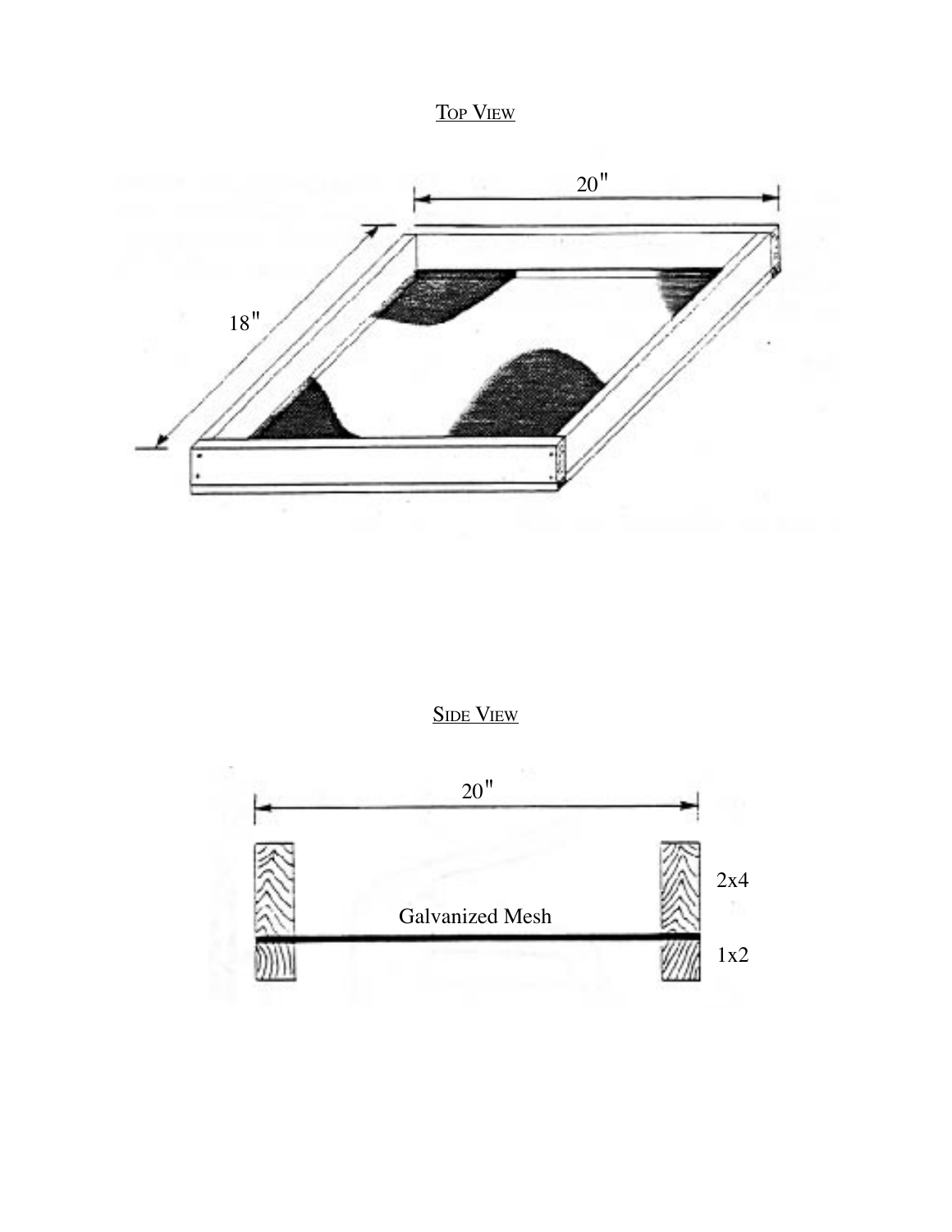Top View

20"

18"

Side View

20"

2x4

Galvanized Mesh

1x2